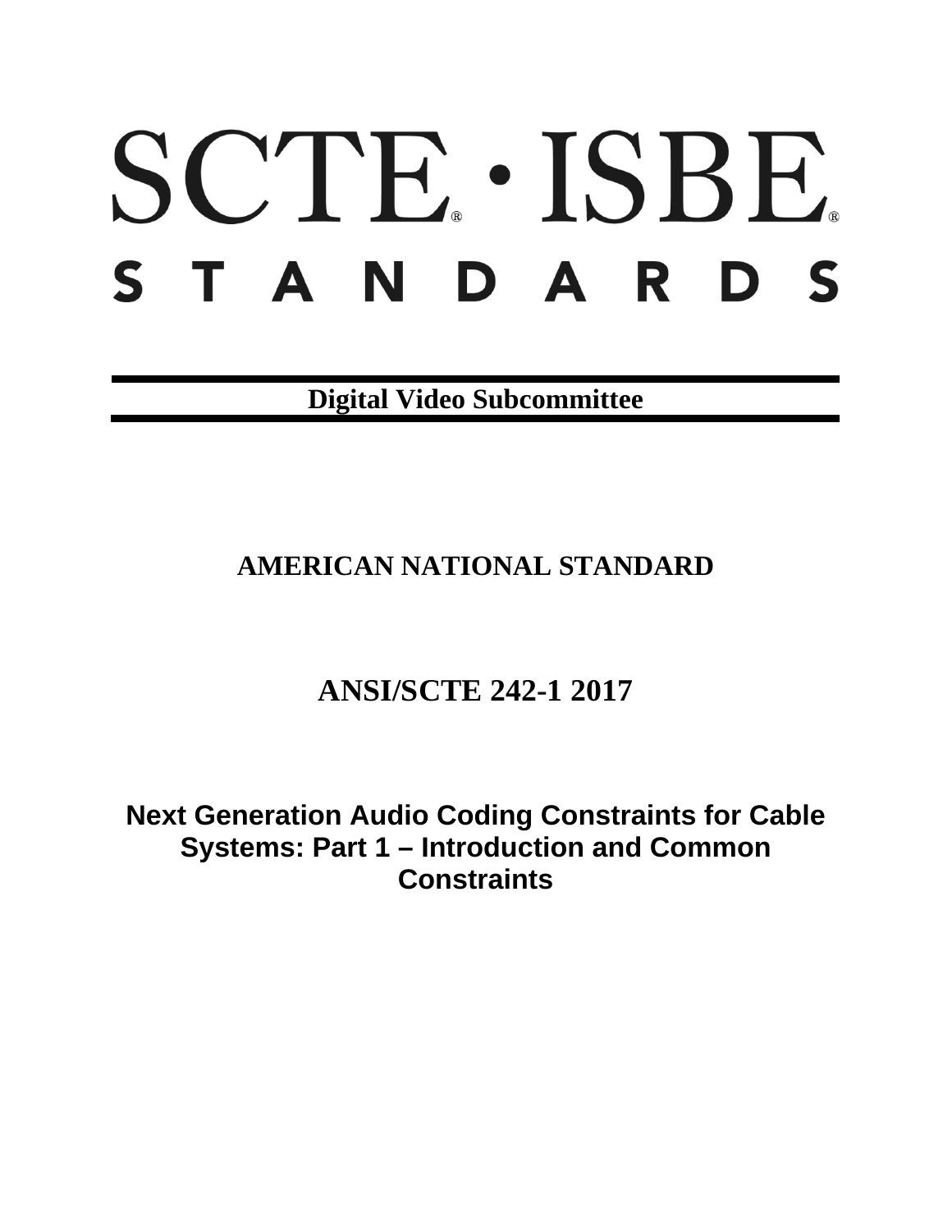# SCTE · ISBE STANDARDS

**Digital Video Subcommittee**

## AMERICAN NATIONAL STANDARD

## ANSI/SCTE 242-1 2017

# Next Generation Audio Coding Constraints for Cable Systems: Part 1 – Introduction and Common Constraints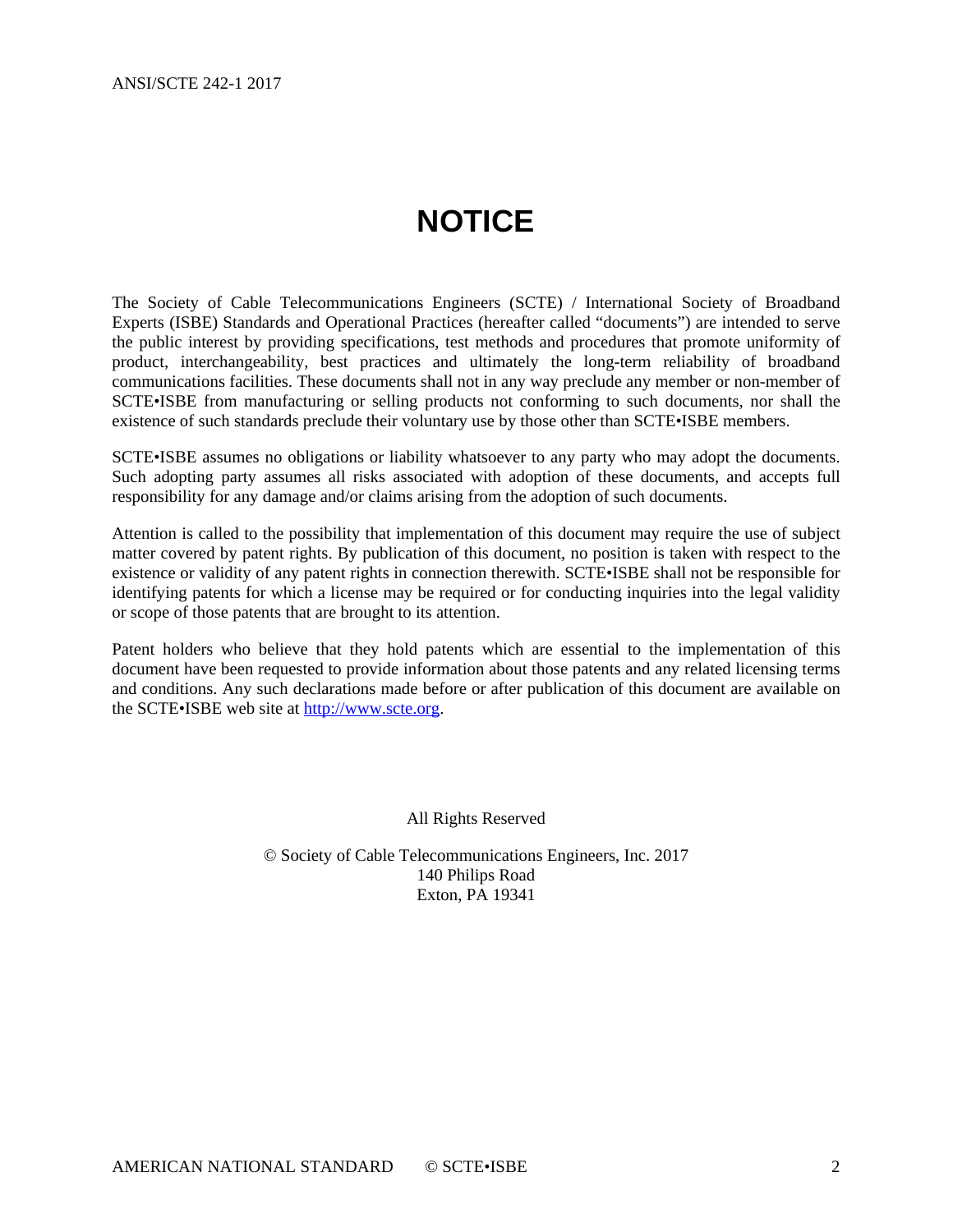# NOTICE

The Society of Cable Telecommunications Engineers (SCTE) / International Society of Broadband Experts (ISBE) Standards and Operational Practices (hereafter called "documents") are intended to serve the public interest by providing specifications, test methods and procedures that promote uniformity of product, interchangeability, best practices and ultimately the long-term reliability of broadband communications facilities. These documents shall not in any way preclude any member or non-member of SCTE•ISBE from manufacturing or selling products not conforming to such documents, nor shall the existence of such standards preclude their voluntary use by those other than SCTE•ISBE members.

SCTE•ISBE assumes no obligations or liability whatsoever to any party who may adopt the documents. Such adopting party assumes all risks associated with adoption of these documents, and accepts full responsibility for any damage and/or claims arising from the adoption of such documents.

Attention is called to the possibility that implementation of this document may require the use of subject matter covered by patent rights. By publication of this document, no position is taken with respect to the existence or validity of any patent rights in connection therewith. SCTE•ISBE shall not be responsible for identifying patents for which a license may be required or for conducting inquiries into the legal validity or scope of those patents that are brought to its attention.

Patent holders who believe that they hold patents which are essential to the implementation of this document have been requested to provide information about those patents and any related licensing terms and conditions. Any such declarations made before or after publication of this document are available on the SCTE•ISBE web site at http://www.scte.org.

All Rights Reserved

© Society of Cable Telecommunications Engineers, Inc. 2017
140 Philips Road
Exton, PA 19341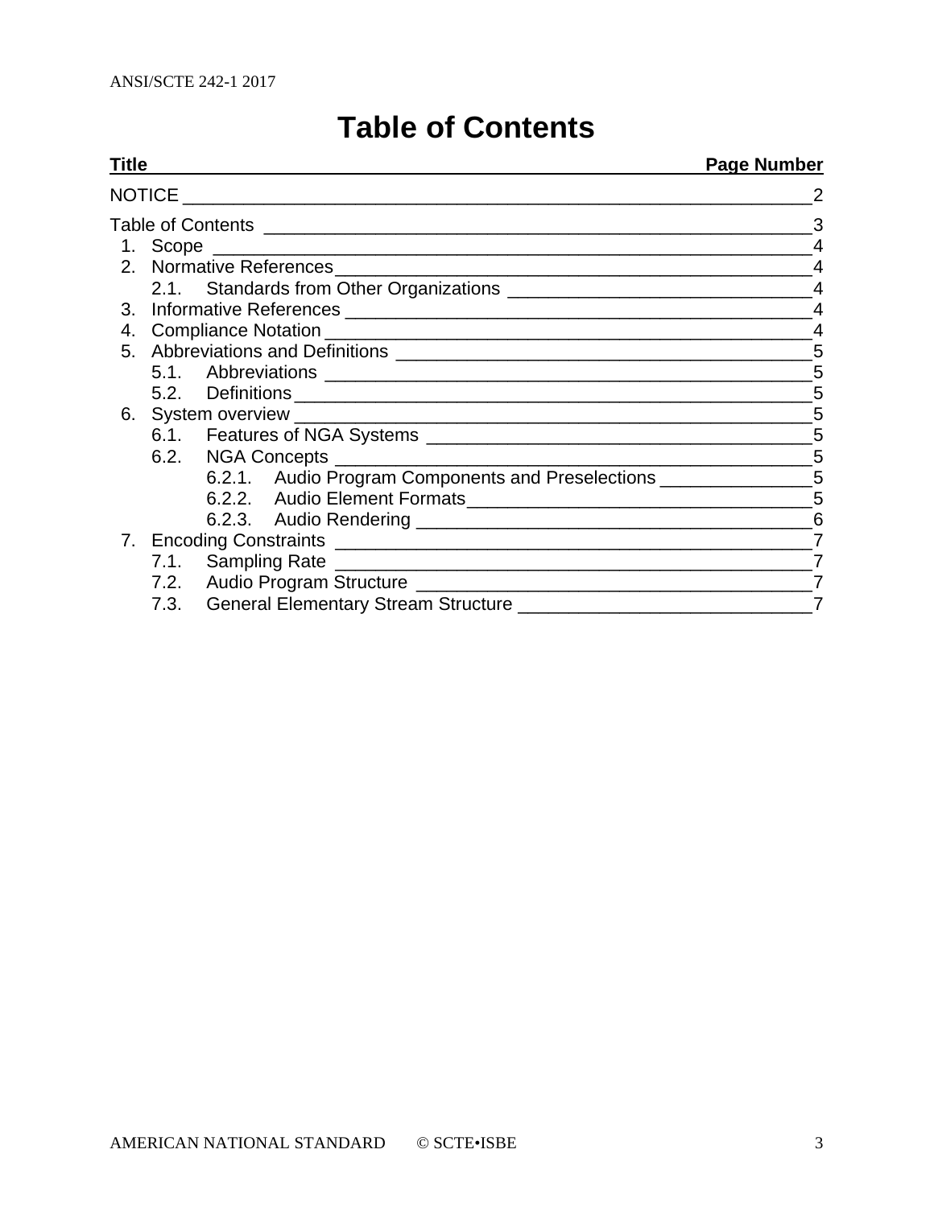# Table of Contents

| Title | Page Number |
|---|---|
| NOTICE | 2 |
| Table of Contents | 3 |
| 1. Scope | 4 |
| 2. Normative References | 4 |
| 2.1. Standards from Other Organizations | 4 |
| 3. Informative References | 4 |
| 4. Compliance Notation | 4 |
| 5. Abbreviations and Definitions | 5 |
| 5.1. Abbreviations | 5 |
| 5.2. Definitions | 5 |
| 6. System overview | 5 |
| 6.1. Features of NGA Systems | 5 |
| 6.2. NGA Concepts | 5 |
| 6.2.1. Audio Program Components and Preselections | 5 |
| 6.2.2. Audio Element Formats | 5 |
| 6.2.3. Audio Rendering | 6 |
| 7. Encoding Constraints | 7 |
| 7.1. Sampling Rate | 7 |
| 7.2. Audio Program Structure | 7 |
| 7.3. General Elementary Stream Structure | 7 |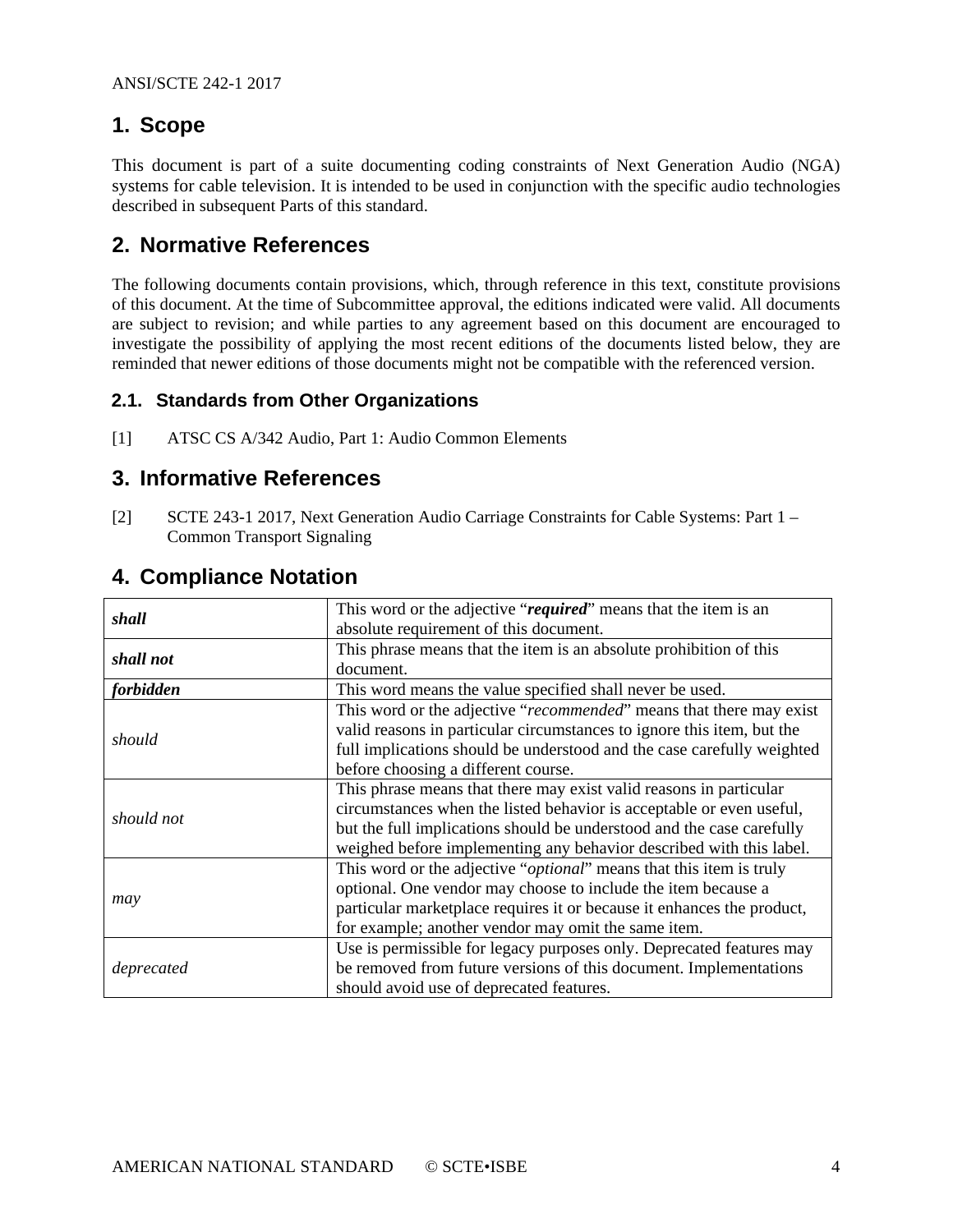# 1. Scope

This document is part of a suite documenting coding constraints of Next Generation Audio (NGA) systems for cable television. It is intended to be used in conjunction with the specific audio technologies described in subsequent Parts of this standard.

# 2. Normative References

The following documents contain provisions, which, through reference in this text, constitute provisions of this document. At the time of Subcommittee approval, the editions indicated were valid. All documents are subject to revision; and while parties to any agreement based on this document are encouraged to investigate the possibility of applying the most recent editions of the documents listed below, they are reminded that newer editions of those documents might not be compatible with the referenced version.

## 2.1. Standards from Other Organizations

[1] ATSC CS A/342 Audio, Part 1: Audio Common Elements

# 3. Informative References

[2] SCTE 243-1 2017, Next Generation Audio Carriage Constraints for Cable Systems: Part 1 – Common Transport Signaling

# 4. Compliance Notation

| | |
|---|---|
| ***shall*** | This word or the adjective "***required***" means that the item is an absolute requirement of this document. |
| ***shall not*** | This phrase means that the item is an absolute prohibition of this document. |
| ***forbidden*** | This word means the value specified shall never be used. |
| *should* | This word or the adjective "*recommended*" means that there may exist valid reasons in particular circumstances to ignore this item, but the full implications should be understood and the case carefully weighted before choosing a different course. |
| *should not* | This phrase means that there may exist valid reasons in particular circumstances when the listed behavior is acceptable or even useful, but the full implications should be understood and the case carefully weighed before implementing any behavior described with this label. |
| *may* | This word or the adjective "*optional*" means that this item is truly optional. One vendor may choose to include the item because a particular marketplace requires it or because it enhances the product, for example; another vendor may omit the same item. |
| *deprecated* | Use is permissible for legacy purposes only. Deprecated features may be removed from future versions of this document. Implementations should avoid use of deprecated features. |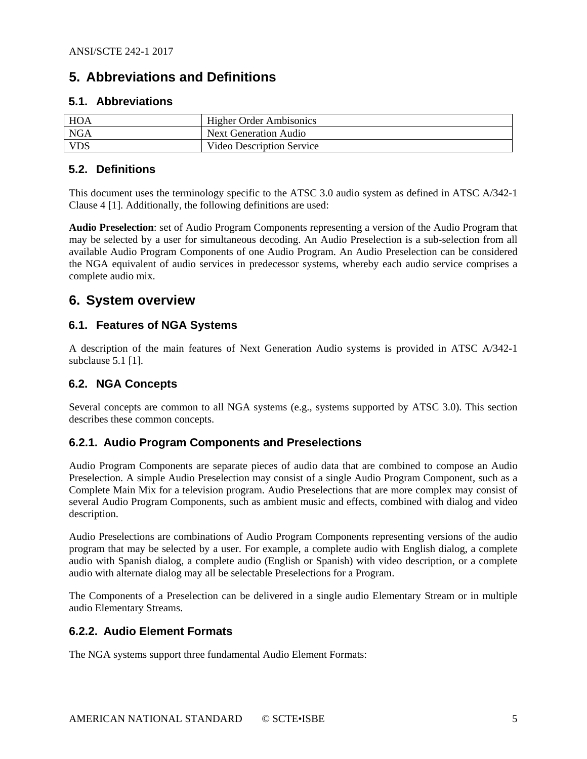# 5. Abbreviations and Definitions

## 5.1. Abbreviations

| | |
|---|---|
| HOA | Higher Order Ambisonics |
| NGA | Next Generation Audio |
| VDS | Video Description Service |

## 5.2. Definitions

This document uses the terminology specific to the ATSC 3.0 audio system as defined in ATSC A/342-1 Clause 4 [1]. Additionally, the following definitions are used:

**Audio Preselection**: set of Audio Program Components representing a version of the Audio Program that may be selected by a user for simultaneous decoding. An Audio Preselection is a sub-selection from all available Audio Program Components of one Audio Program. An Audio Preselection can be considered the NGA equivalent of audio services in predecessor systems, whereby each audio service comprises a complete audio mix.

# 6. System overview

## 6.1. Features of NGA Systems

A description of the main features of Next Generation Audio systems is provided in ATSC A/342-1 subclause 5.1 [1].

## 6.2. NGA Concepts

Several concepts are common to all NGA systems (e.g., systems supported by ATSC 3.0). This section describes these common concepts.

### 6.2.1. Audio Program Components and Preselections

Audio Program Components are separate pieces of audio data that are combined to compose an Audio Preselection. A simple Audio Preselection may consist of a single Audio Program Component, such as a Complete Main Mix for a television program. Audio Preselections that are more complex may consist of several Audio Program Components, such as ambient music and effects, combined with dialog and video description.

Audio Preselections are combinations of Audio Program Components representing versions of the audio program that may be selected by a user. For example, a complete audio with English dialog, a complete audio with Spanish dialog, a complete audio (English or Spanish) with video description, or a complete audio with alternate dialog may all be selectable Preselections for a Program.

The Components of a Preselection can be delivered in a single audio Elementary Stream or in multiple audio Elementary Streams.

### 6.2.2. Audio Element Formats

The NGA systems support three fundamental Audio Element Formats: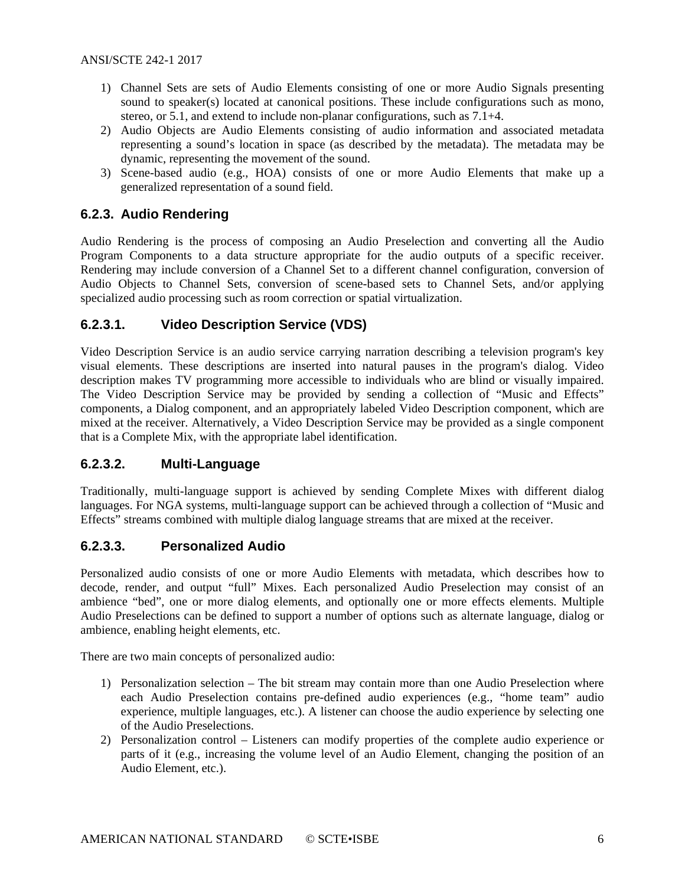1) Channel Sets are sets of Audio Elements consisting of one or more Audio Signals presenting sound to speaker(s) located at canonical positions. These include configurations such as mono, stereo, or 5.1, and extend to include non-planar configurations, such as 7.1+4.
2) Audio Objects are Audio Elements consisting of audio information and associated metadata representing a sound's location in space (as described by the metadata). The metadata may be dynamic, representing the movement of the sound.
3) Scene-based audio (e.g., HOA) consists of one or more Audio Elements that make up a generalized representation of a sound field.

### 6.2.3. Audio Rendering

Audio Rendering is the process of composing an Audio Preselection and converting all the Audio Program Components to a data structure appropriate for the audio outputs of a specific receiver. Rendering may include conversion of a Channel Set to a different channel configuration, conversion of Audio Objects to Channel Sets, conversion of scene-based sets to Channel Sets, and/or applying specialized audio processing such as room correction or spatial virtualization.

#### 6.2.3.1. Video Description Service (VDS)

Video Description Service is an audio service carrying narration describing a television program's key visual elements. These descriptions are inserted into natural pauses in the program's dialog. Video description makes TV programming more accessible to individuals who are blind or visually impaired. The Video Description Service may be provided by sending a collection of "Music and Effects" components, a Dialog component, and an appropriately labeled Video Description component, which are mixed at the receiver. Alternatively, a Video Description Service may be provided as a single component that is a Complete Mix, with the appropriate label identification.

#### 6.2.3.2. Multi-Language

Traditionally, multi-language support is achieved by sending Complete Mixes with different dialog languages. For NGA systems, multi-language support can be achieved through a collection of "Music and Effects" streams combined with multiple dialog language streams that are mixed at the receiver.

#### 6.2.3.3. Personalized Audio

Personalized audio consists of one or more Audio Elements with metadata, which describes how to decode, render, and output "full" Mixes. Each personalized Audio Preselection may consist of an ambience "bed", one or more dialog elements, and optionally one or more effects elements. Multiple Audio Preselections can be defined to support a number of options such as alternate language, dialog or ambience, enabling height elements, etc.

There are two main concepts of personalized audio:

1) Personalization selection – The bit stream may contain more than one Audio Preselection where each Audio Preselection contains pre-defined audio experiences (e.g., "home team" audio experience, multiple languages, etc.). A listener can choose the audio experience by selecting one of the Audio Preselections.
2) Personalization control – Listeners can modify properties of the complete audio experience or parts of it (e.g., increasing the volume level of an Audio Element, changing the position of an Audio Element, etc.).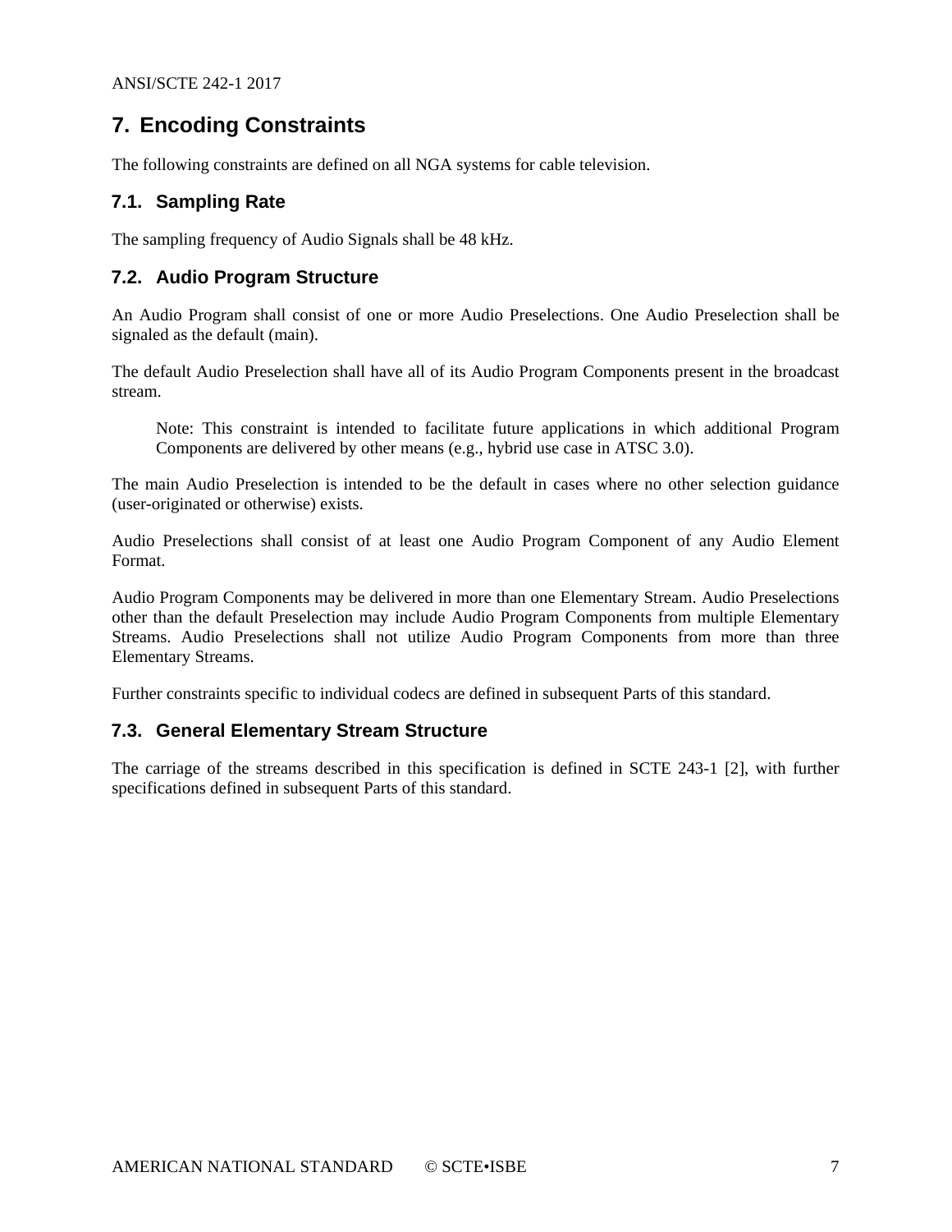# 7. Encoding Constraints

The following constraints are defined on all NGA systems for cable television.

## 7.1. Sampling Rate

The sampling frequency of Audio Signals shall be 48 kHz.

## 7.2. Audio Program Structure

An Audio Program shall consist of one or more Audio Preselections. One Audio Preselection shall be signaled as the default (main).

The default Audio Preselection shall have all of its Audio Program Components present in the broadcast stream.

> Note: This constraint is intended to facilitate future applications in which additional Program Components are delivered by other means (e.g., hybrid use case in ATSC 3.0).

The main Audio Preselection is intended to be the default in cases where no other selection guidance (user-originated or otherwise) exists.

Audio Preselections shall consist of at least one Audio Program Component of any Audio Element Format.

Audio Program Components may be delivered in more than one Elementary Stream. Audio Preselections other than the default Preselection may include Audio Program Components from multiple Elementary Streams. Audio Preselections shall not utilize Audio Program Components from more than three Elementary Streams.

Further constraints specific to individual codecs are defined in subsequent Parts of this standard.

## 7.3. General Elementary Stream Structure

The carriage of the streams described in this specification is defined in SCTE 243-1 [2], with further specifications defined in subsequent Parts of this standard.